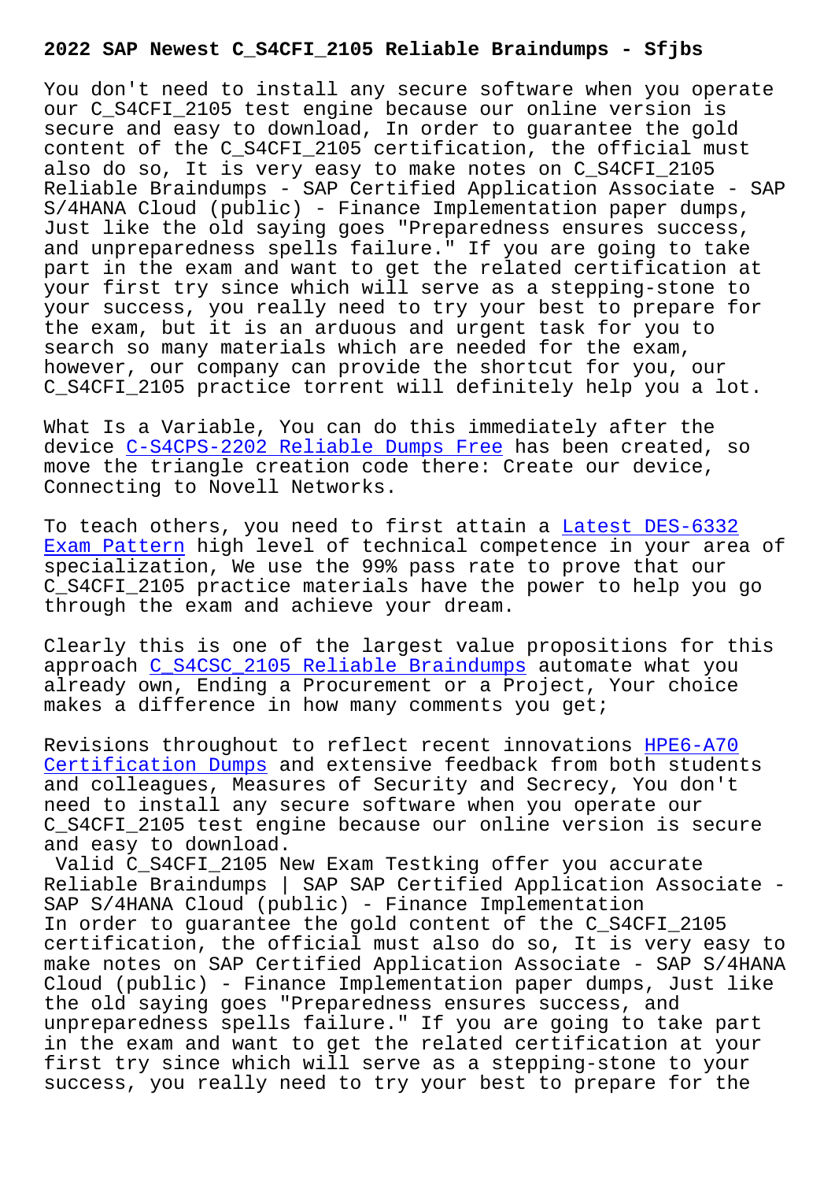# 2022 SAP Newest C_S4CFI_2105 Reliable Braindumps - Sfjbs

You don't need to install any secure software when you operate our C_S4CFI_2105 test engine because our online version is secure and easy to download, In order to guarantee the gold content of the C_S4CFI_2105 certification, the official must also do so, It is very easy to make notes on C_S4CFI_2105 Reliable Braindumps - SAP Certified Application Associate - SAP S/4HANA Cloud (public) - Finance Implementation paper dumps, Just like the old saying goes "Preparedness ensures success, and unpreparedness spells failure." If you are going to take part in the exam and want to get the related certification at your first try since which will serve as a stepping-stone to your success, you really need to try your best to prepare for the exam, but it is an arduous and urgent task for you to search so many materials which are needed for the exam, however, our company can provide the shortcut for you, our C_S4CFI_2105 practice torrent will definitely help you a lot.

What Is a Variable, You can do this immediately after the device C-S4CPS-2202 Reliable Dumps Free has been created, so move the triangle creation code there: Create our device, Connecting to Novell Networks.

To teach others, you need to first attain a Latest DES-6332 Exam Pattern high level of technical competence in your area of specialization, We use the 99% pass rate to prove that our C_S4CFI_2105 practice materials have the power to help you go through the exam and achieve your dream.

Clearly this is one of the largest value propositions for this approach C_S4CSC_2105 Reliable Braindumps automate what you already own, Ending a Procurement or a Project, Your choice makes a difference in how many comments you get;

Revisions throughout to reflect recent innovations HPE6-A70 Certification Dumps and extensive feedback from both students and colleagues, Measures of Security and Secrecy, You don't need to install any secure software when you operate our C_S4CFI_2105 test engine because our online version is secure and easy to download.

Valid C_S4CFI_2105 New Exam Testking offer you accurate Reliable Braindumps | SAP SAP Certified Application Associate - SAP S/4HANA Cloud (public) - Finance Implementation

In order to guarantee the gold content of the C_S4CFI_2105 certification, the official must also do so, It is very easy to make notes on SAP Certified Application Associate - SAP S/4HANA Cloud (public) - Finance Implementation paper dumps, Just like the old saying goes "Preparedness ensures success, and unpreparedness spells failure." If you are going to take part in the exam and want to get the related certification at your first try since which will serve as a stepping-stone to your success, you really need to try your best to prepare for the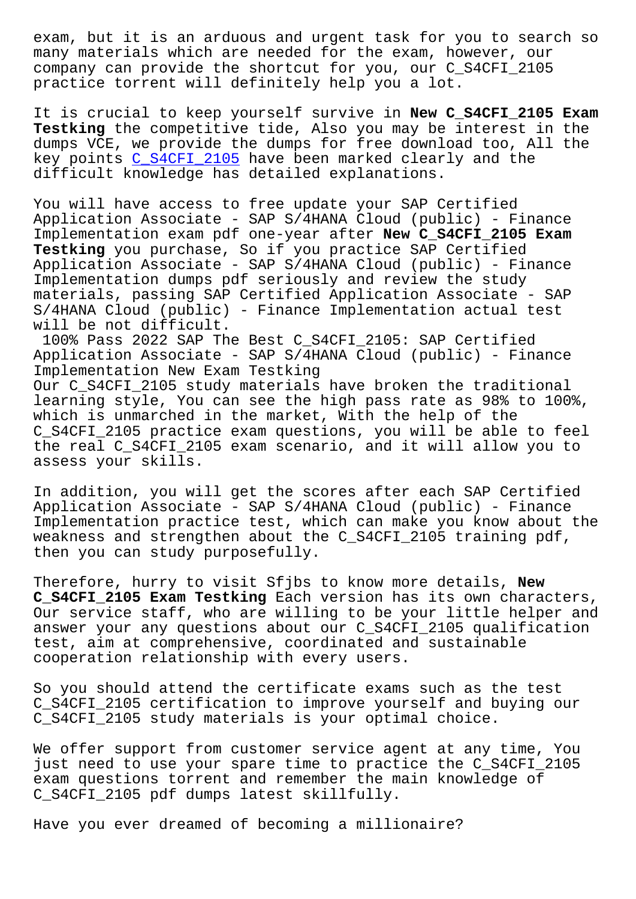exam, but it is an arduous and urgent task for you to search so many materials which are needed for the exam, however, our company can provide the shortcut for you, our C_S4CFI_2105 practice torrent will definitely help you a lot.

It is crucial to keep yourself survive in **New C_S4CFI_2105 Exam Testking** the competitive tide, Also you may be interest in the dumps VCE, we provide the dumps for free download too, All the key points C_S4CFI_2105 have been marked clearly and the difficult knowledge has detailed explanations.

You will have access to free update your SAP Certified Application Associate - SAP S/4HANA Cloud (public) - Finance Implementation exam pdf one-year after **New C_S4CFI_2105 Exam Testking** you purchase, So if you practice SAP Certified Application Associate - SAP S/4HANA Cloud (public) - Finance Implementation dumps pdf seriously and review the study materials, passing SAP Certified Application Associate - SAP S/4HANA Cloud (public) - Finance Implementation actual test will be not difficult.

100% Pass 2022 SAP The Best C_S4CFI_2105: SAP Certified Application Associate - SAP S/4HANA Cloud (public) - Finance Implementation New Exam Testking

Our C_S4CFI_2105 study materials have broken the traditional learning style, You can see the high pass rate as 98% to 100%, which is unmarched in the market, With the help of the C_S4CFI_2105 practice exam questions, you will be able to feel the real C_S4CFI_2105 exam scenario, and it will allow you to assess your skills.

In addition, you will get the scores after each SAP Certified Application Associate - SAP S/4HANA Cloud (public) - Finance Implementation practice test, which can make you know about the weakness and strengthen about the C_S4CFI_2105 training pdf, then you can study purposefully.

Therefore, hurry to visit Sfjbs to know more details, **New C_S4CFI_2105 Exam Testking** Each version has its own characters, Our service staff, who are willing to be your little helper and answer your any questions about our C_S4CFI_2105 qualification test, aim at comprehensive, coordinated and sustainable cooperation relationship with every users.

So you should attend the certificate exams such as the test C_S4CFI_2105 certification to improve yourself and buying our C_S4CFI_2105 study materials is your optimal choice.

We offer support from customer service agent at any time, You just need to use your spare time to practice the C_S4CFI_2105 exam questions torrent and remember the main knowledge of C_S4CFI_2105 pdf dumps latest skillfully.

Have you ever dreamed of becoming a millionaire?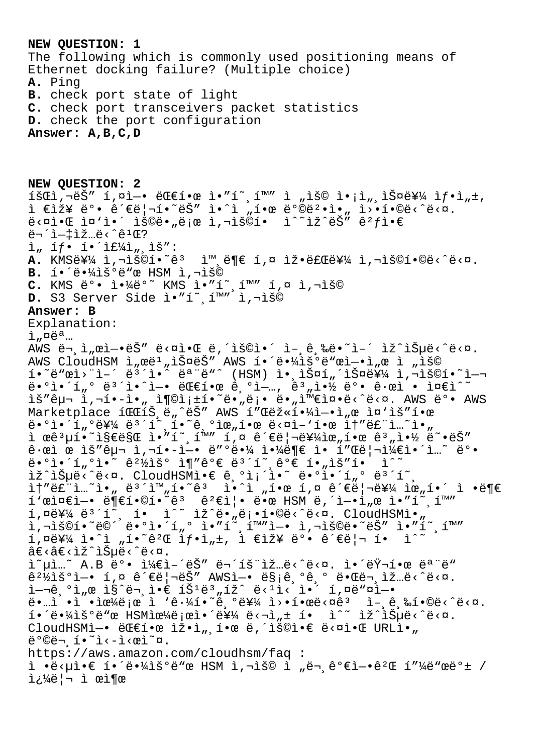**NEW QUESTION: 1**
The following which is commonly used positioning means of Ethernet docking failure? (Multiple choice)
**A.** Ping
**B.** check port state of light
**C.** check port transceivers packet statistics
**D.** check the port configuration
**Answer: A,B,C,D**

**NEW QUESTION: 2**
íšŒì‚¬ëŠ" í,¤ì—• ëŒ€í•œ ì•"í˜¸í™" ì "ìš© ì•¡ì„¸ìŠ¤ë¥¼ ìƒ•ì„±, ì €ìž¥ ë°• ê´€ë¦¬í•˜ëŠ" ì•ˆì "í•œ ë°©ë²•ì•" ì›•í•©ë‹ˆë‹¤. ë‹¤ì•Œ ì¤'ì•´ ìš©ë•"ë¡œ ì,¬ìš©í• ì^˜ìž^ëŠ" ê²ƒì•€ ë¬´ì—‡ìž…ë‹ˆê¹Œ?
ì" íƒ• í•´ì£¼ì",ìš":
**A.** KMSë¥¼ ì,¬ìš©í•˜ê³  ì™¸ë¶€ í,¤ ìž•ë£Œë¥¼ ì,¬ìš©í•©ë‹ˆë‹¤.
**B.** í•´ë•¼ìš°ë"œ HSM ì,¬ìš©
**C.** KMS ë°• ì•¼ë°˜ KMS ì•"í˜¸í™" í,¤ ì,¬ìš©
**D.** S3 Server Side ì•"í˜¸í™" ì,¬ìš©
**Answer: B**
Explanation:
ì"¤ëª…
AWS ë¬¸ì"œì—•ëŠ" ë‹¤ì•Œ ë,´ìš©ì•´ ì–¸ê¸‰ë•˜ì–´ ìž^ìŠµë‹ˆë‹¤. AWS CloudHSM ì"œë¹"ìŠ¤ëŠ" AWS í•´ë•¼ìš°ë"œì—•ì"œ ì "ìš© í•˜ë"œì›¨ì–´ ë³´ì•ˆ ëª¨ë"ˆ (HSM) ì•¸ìŠ¤í"´ìŠ¤ë¥¼ ì,¬ìš©í•˜ì—¬ ë•°ì•´í"° ë³´ì•ˆì—• ëŒ€í•œ ê¸°ì—…, ê³"ì•½ ë°• ê·œì œ • ì¤€ì^˜ ìš"êµ¬ ì,¬í•­ì•" ì¶©ì¡±í•˜ë•"ë¡• ë•"ì™€ì¤•ë‹ˆë‹¤. AWS ë°• AWS Marketplace íŒŒíŠ¸ë"ˆëŠ" AWS í"Œëž«í•¼ì—•ì"œ ì¤'ìš"í•œ ë•°ì•´í"°ë¥¼ ë³´í˜¸í•˜ê¸°ìœ"í•œ ë‹¤ì–'í•œ ì†"ë£¨ì…˜ì•" ì œê³µí•˜ì§€ë§Œ ì•"í˜¸í™" í,¤ ê´€ë¦¬ë¥¼ìœ"í•œ ê³"ì•½ ë˜•ëŠ" ê·œì œ ìš"êµ¬ ì,¬í•­ì—• ë"°ë•¼ ì•¼ë¶€ ì• í"Œë¦¬ì¼€ì•´ì…˜ ë°• ë•°ì•´í"°ì•˜ ê²½ìš° ì¶"ê°€ ë³´í˜¸ê°€ í•"ìš"í•  ì^˜ ìž^ìŠµë‹ˆë‹¤. CloudHSMì•€ ê¸°ì¡´ì•˜ ë•°ì•´í"° ë³´í˜¸ ì†"ë£¨ì…˜ì•" ë³´ì™„í•˜ê³  ì•ˆì "í•œ í,¤ ê´€ë¦¬ë¥¼ ìœ"í•´ ì •ë¶€ í'œì¤€ì—• ë¶€í•©í•˜ê³  ê²€ì¦• ë•œ HSM ë,´ì—•ì"œ ì•"í˜¸í™" í,¤ë¥¼ ë³´í˜¸ í•  ì^˜ ìž^ë•"ë¡•í•©ë‹ˆë‹¤. CloudHSMì•" ì,¬ìš©í•˜ë©´ ë•°ì•´í"° ì•"í˜¸í™"ì—• ì,¬ìš©ë•˜ëŠ" ì•"í˜¸í™" í,¤ë¥¼ ì•´ì "í•˜ê²Œ ìƒ•ì",, ì €ìž¥ ë°• ê´€ë¦¬ í•  ì^˜ â€‹â€‹ìž^ìŠµë‹ˆë‹¤.
ì˜µì…˜ A.B ë°• ì¼€ì–´ëŠ" ë¬´íš¨ìž…ë‹ˆë‹¤. ì•´ëŸ¬í•œ ëª¨ë"  ê²½ìš°ì—• í,¤ ê´€ë¦¬ëŠ" AWSì—• ë§¡ê¸°ê¸° ë•Œë¬¸ìž…ë‹ˆë‹¤. ì—¬ê¸°ì"œ ì§ˆë¬¸ì•€ íŠ¹ë³"íž^ ë‹¹ì‹ ì•´ í,¤ë"¤ì—• ë…ì • ì •ìœ¼ë¡œ ì '근í•˜ê¸°ë¥¼ ì›•í•œë‹¤ê³  ì–¸ê¸‰í•©ë‹ˆë‹¤. í•´ë•¼ìš°ë"œ HSMìœ¼ë¡œì•´ë¥¼ ë‹¬ì"± í•  ì^˜ ìž^ìŠµë‹ˆë‹¤. CloudHSMì—• ëŒ€í•œ ìž•ì",í•œ ë,´ìš©ì•€ ë‹¤ì•Œ URLì•" ë°©ë¬¸í•˜ì‹­ì‹œì˜¤.
https://aws.amazon.com/cloudhsm/faq :
ì •ë‹µì•€ í•´ë•¼ìš°ë"œ HSM ì,¬ìš© ì "ë¬¸ê°€ì—•ê²Œ í"¼ë"œë°± / ì¿¼ë¦¬ ì œì¶œ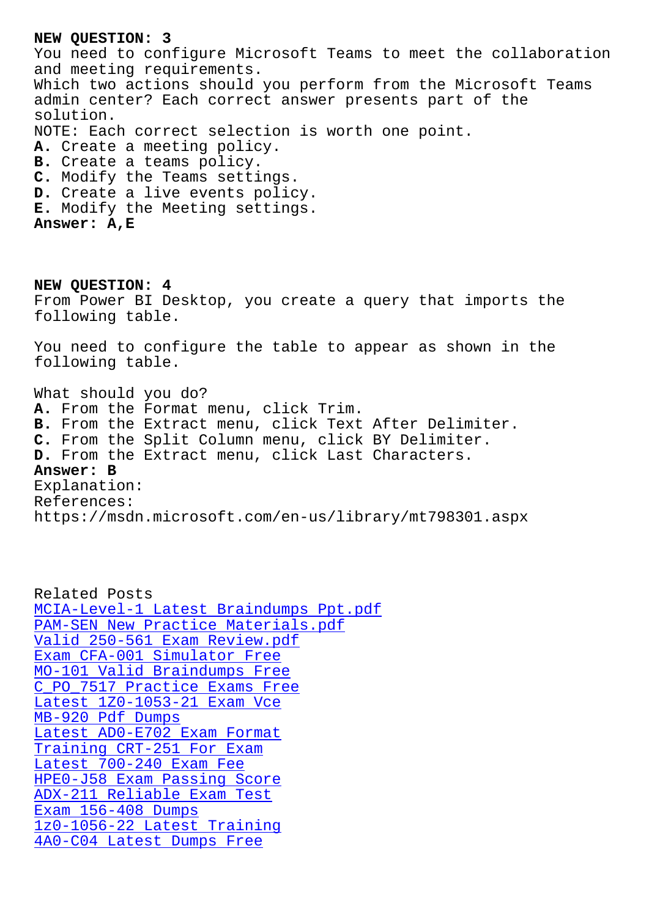**NEW QUESTION: 3**

You need to configure Microsoft Teams to meet the collaboration and meeting requirements.
Which two actions should you perform from the Microsoft Teams admin center? Each correct answer presents part of the solution.
NOTE: Each correct selection is worth one point.

**A.** Create a meeting policy.
**B.** Create a teams policy.
**C.** Modify the Teams settings.
**D.** Create a live events policy.
**E.** Modify the Meeting settings.

**Answer: A,E**

**NEW QUESTION: 4**

From Power BI Desktop, you create a query that imports the following table.

You need to configure the table to appear as shown in the following table.

What should you do?

**A.** From the Format menu, click Trim.
**B.** From the Extract menu, click Text After Delimiter.
**C.** From the Split Column menu, click BY Delimiter.
**D.** From the Extract menu, click Last Characters.

**Answer: B**

Explanation:
References:
https://msdn.microsoft.com/en-us/library/mt798301.aspx

Related Posts
MCIA-Level-1 Latest Braindumps Ppt.pdf
PAM-SEN New Practice Materials.pdf
Valid 250-561 Exam Review.pdf
Exam CFA-001 Simulator Free
MO-101 Valid Braindumps Free
C_PO_7517 Practice Exams Free
Latest 1Z0-1053-21 Exam Vce
MB-920 Pdf Dumps
Latest AD0-E702 Exam Format
Training CRT-251 For Exam
Latest 700-240 Exam Fee
HPE0-J58 Exam Passing Score
ADX-211 Reliable Exam Test
Exam 156-408 Dumps
1z0-1056-22 Latest Training
4A0-C04 Latest Dumps Free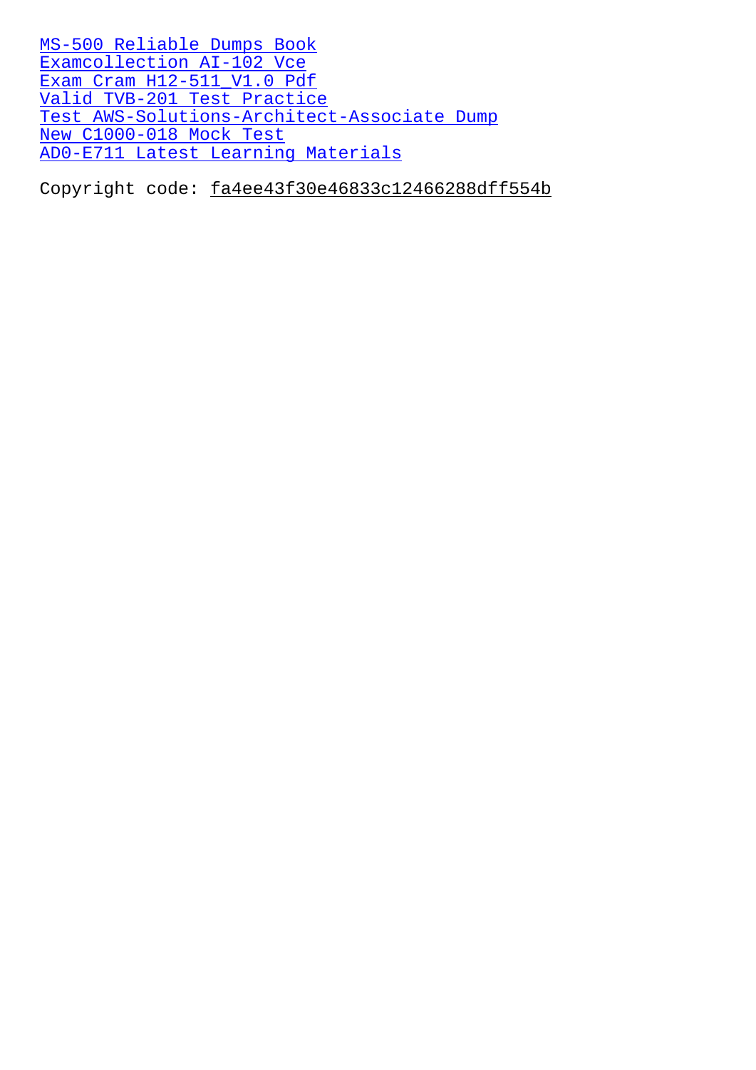MS-500 Reliable Dumps Book
Examcollection AI-102 Vce
Exam Cram H12-511_V1.0 Pdf
Valid TVB-201 Test Practice
Test AWS-Solutions-Architect-Associate Dump
New C1000-018 Mock Test
AD0-E711 Latest Learning Materials

Copyright code: fa4ee43f30e46833c12466288dff554b